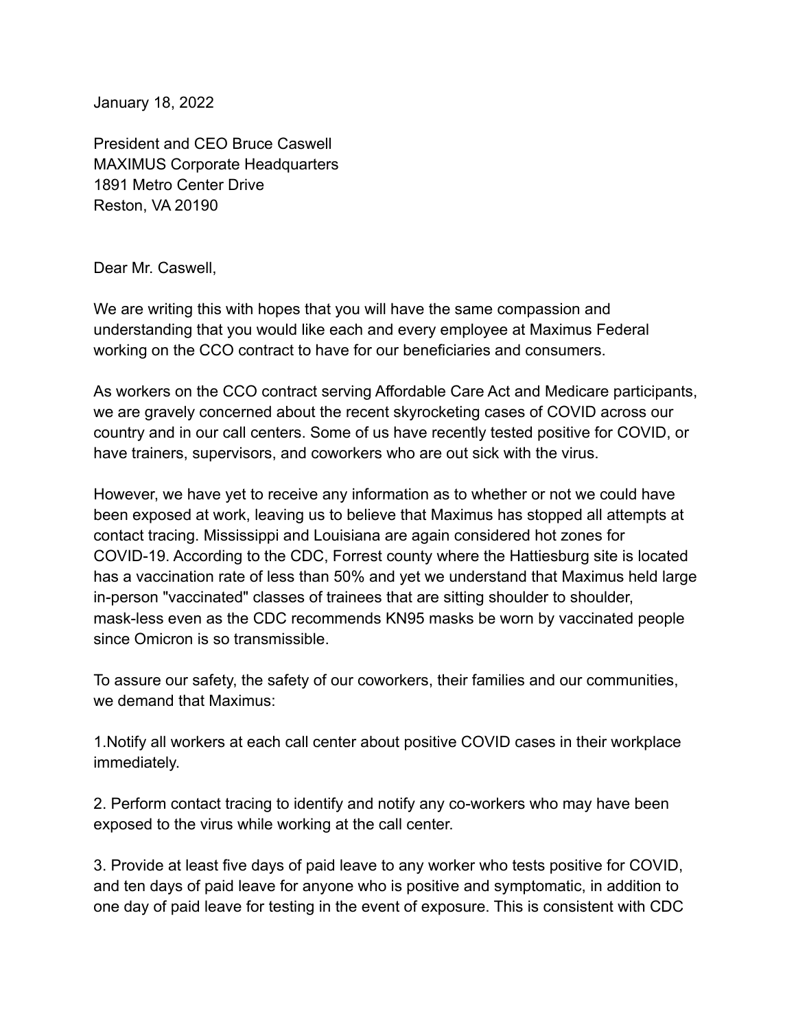January 18, 2022

President and CEO Bruce Caswell
MAXIMUS Corporate Headquarters
1891 Metro Center Drive
Reston, VA 20190

Dear Mr. Caswell,

We are writing this with hopes that you will have the same compassion and understanding that you would like each and every employee at Maximus Federal working on the CCO contract to have for our beneficiaries and consumers.

As workers on the CCO contract serving Affordable Care Act and Medicare participants, we are gravely concerned about the recent skyrocketing cases of COVID across our country and in our call centers. Some of us have recently tested positive for COVID, or have trainers, supervisors, and coworkers who are out sick with the virus.

However, we have yet to receive any information as to whether or not we could have been exposed at work, leaving us to believe that Maximus has stopped all attempts at contact tracing. Mississippi and Louisiana are again considered hot zones for COVID-19. According to the CDC, Forrest county where the Hattiesburg site is located has a vaccination rate of less than 50% and yet we understand that Maximus held large in-person "vaccinated" classes of trainees that are sitting shoulder to shoulder, mask-less even as the CDC recommends KN95 masks be worn by vaccinated people since Omicron is so transmissible.

To assure our safety, the safety of our coworkers, their families and our communities, we demand that Maximus:

1.Notify all workers at each call center about positive COVID cases in their workplace immediately.

2. Perform contact tracing to identify and notify any co-workers who may have been exposed to the virus while working at the call center.

3. Provide at least five days of paid leave to any worker who tests positive for COVID, and ten days of paid leave for anyone who is positive and symptomatic, in addition to one day of paid leave for testing in the event of exposure. This is consistent with CDC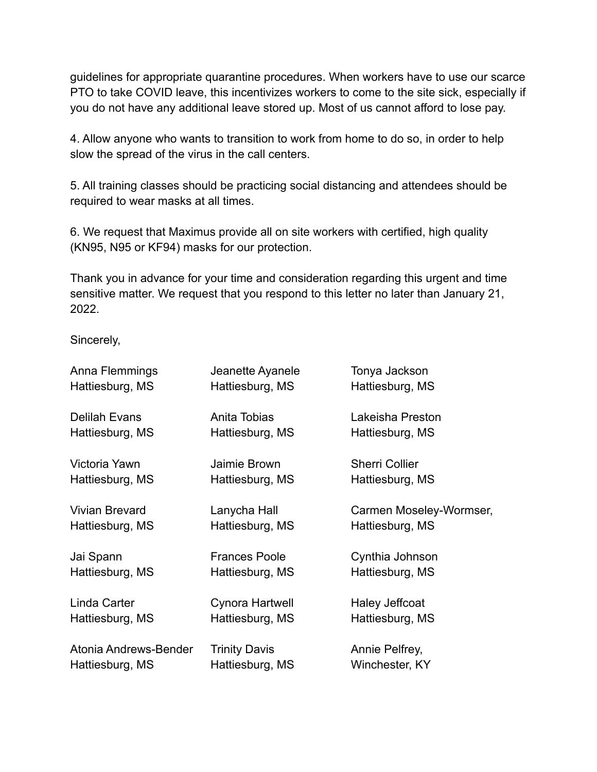guidelines for appropriate quarantine procedures. When workers have to use our scarce PTO to take COVID leave, this incentivizes workers to come to the site sick, especially if you do not have any additional leave stored up. Most of us cannot afford to lose pay.

4. Allow anyone who wants to transition to work from home to do so, in order to help slow the spread of the virus in the call centers.

5. All training classes should be practicing social distancing and attendees should be required to wear masks at all times.

6. We request that Maximus provide all on site workers with certified, high quality (KN95, N95 or KF94) masks for our protection.

Thank you in advance for your time and consideration regarding this urgent and time sensitive matter. We request that you respond to this letter no later than January 21, 2022.

Sincerely,

Anna Flemmings
Hattiesburg, MS

Jeanette Ayanele
Hattiesburg, MS

Tonya Jackson
Hattiesburg, MS

Delilah Evans
Hattiesburg, MS

Anita Tobias
Hattiesburg, MS

Lakeisha Preston
Hattiesburg, MS

Victoria Yawn
Hattiesburg, MS

Jaimie Brown
Hattiesburg, MS

Sherri Collier
Hattiesburg, MS

Vivian Brevard
Hattiesburg, MS

Lanycha Hall
Hattiesburg, MS

Carmen Moseley-Wormser,
Hattiesburg, MS

Jai Spann
Hattiesburg, MS

Frances Poole
Hattiesburg, MS

Cynthia Johnson
Hattiesburg, MS

Linda Carter
Hattiesburg, MS

Cynora Hartwell
Hattiesburg, MS

Haley Jeffcoat
Hattiesburg, MS

Atonia Andrews-Bender
Hattiesburg, MS

Trinity Davis
Hattiesburg, MS

Annie Pelfrey,
Winchester, KY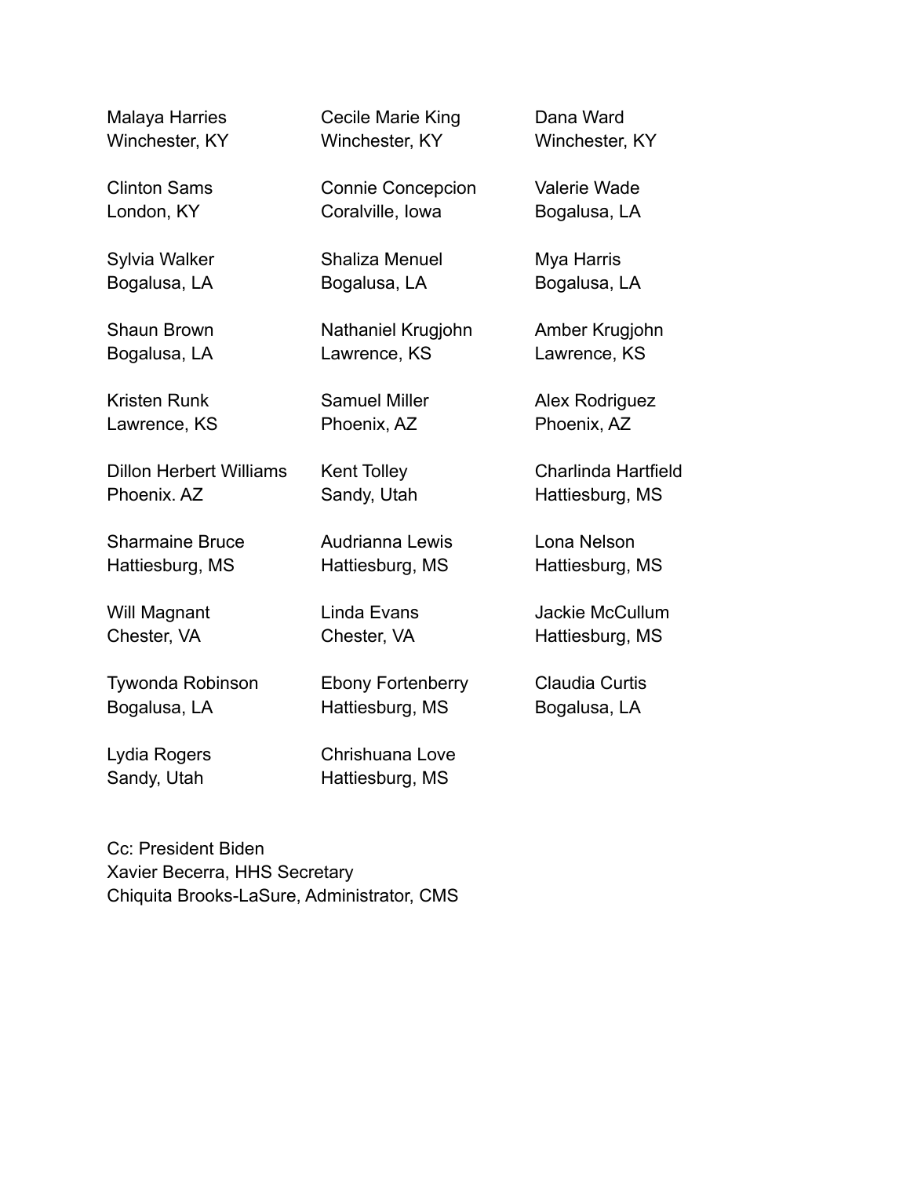Malaya Harries
Winchester, KY

Cecile Marie King
Winchester, KY

Dana Ward
Winchester, KY

Clinton Sams
London, KY

Connie Concepcion
Coralville, Iowa

Valerie Wade
Bogalusa, LA

Sylvia Walker
Bogalusa, LA

Shaliza Menuel
Bogalusa, LA

Mya Harris
Bogalusa, LA

Shaun Brown
Bogalusa, LA

Nathaniel Krugjohn
Lawrence, KS

Amber Krugjohn
Lawrence, KS

Kristen Runk
Lawrence, KS

Samuel Miller
Phoenix, AZ

Alex Rodriguez
Phoenix, AZ

Dillon Herbert Williams
Phoenix. AZ

Kent Tolley
Sandy, Utah

Charlinda Hartfield
Hattiesburg, MS

Sharmaine Bruce
Hattiesburg, MS

Audrianna Lewis
Hattiesburg, MS

Lona Nelson
Hattiesburg, MS

Will Magnant
Chester, VA

Linda Evans
Chester, VA

Jackie McCullum
Hattiesburg, MS

Tywonda Robinson
Bogalusa, LA

Ebony Fortenberry
Hattiesburg, MS

Claudia Curtis
Bogalusa, LA

Lydia Rogers
Sandy, Utah

Chrishuana Love
Hattiesburg, MS

Cc: President Biden
Xavier Becerra, HHS Secretary
Chiquita Brooks-LaSure, Administrator, CMS